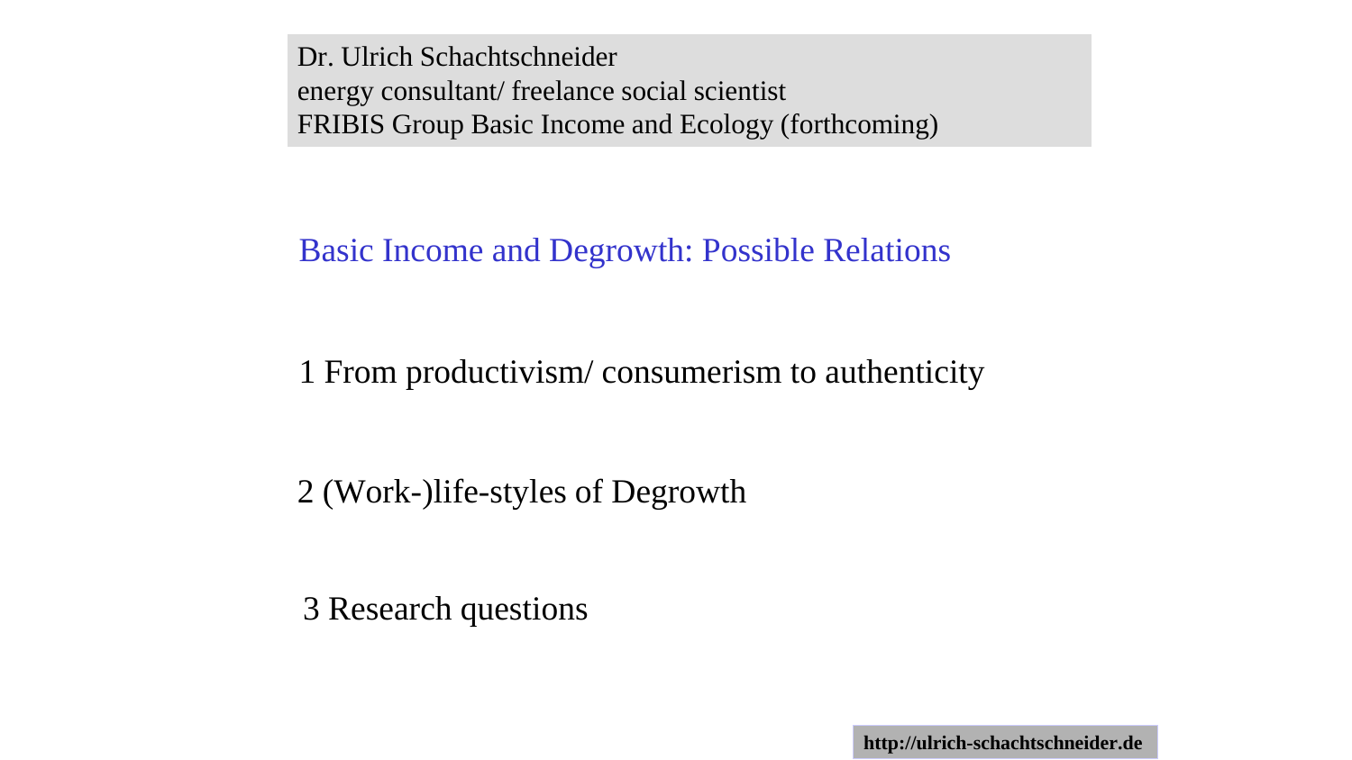Dr. Ulrich Schachtschneider
energy consultant/ freelance social scientist
FRIBIS Group Basic Income and Ecology (forthcoming)

# Basic Income and Degrowth: Possible Relations

1 From productivism/ consumerism to authenticity

2 (Work-)life-styles of Degrowth

3 Research questions

**http://ulrich-schachtschneider.de**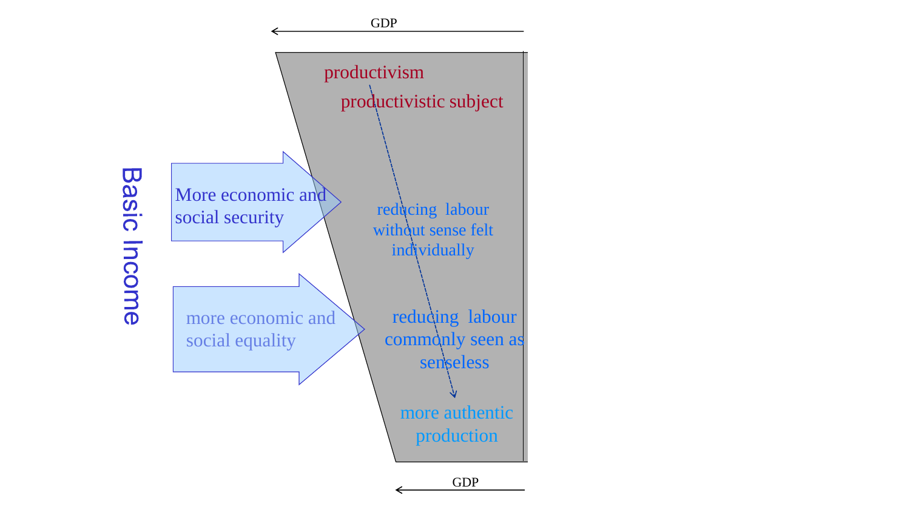GDP

productivism

productivistic subject

Basic Income

More economic and social security

more economic and social equality

reducing labour without sense felt individually

reducing labour commonly seen as senseless

more authentic production

GDP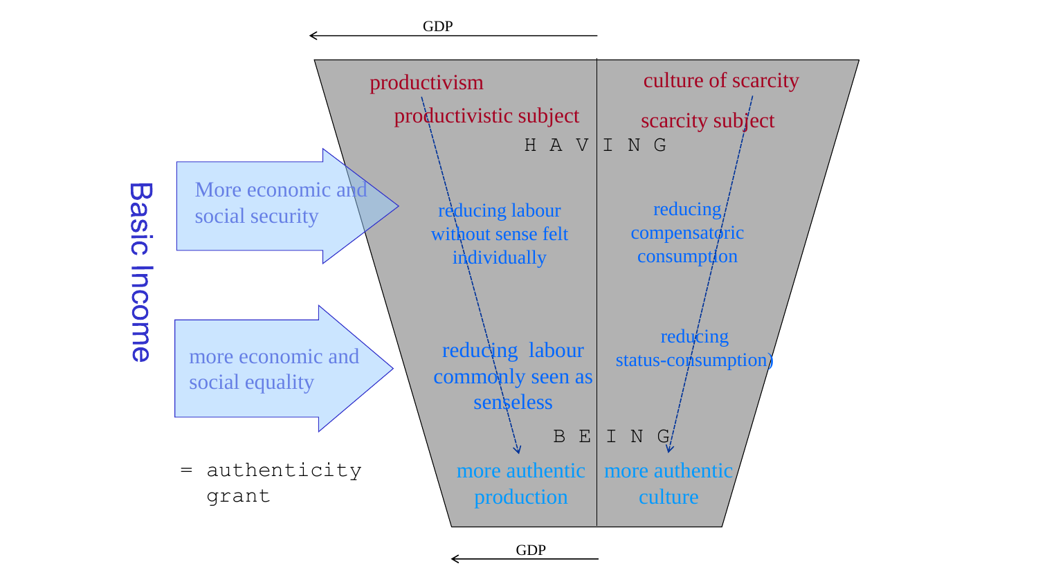GDP

productivism

productivistic subject

culture of scarcity

scarcity subject

H A V I N G

**Basic Income**

More economic and social security

more economic and social equality

= authenticity grant

reducing labour without sense felt individually

reducing compensatoric consumption

reducing labour commonly seen as senseless

reducing status-consumption)

B E I N G

more authentic production

more authentic culture

GDP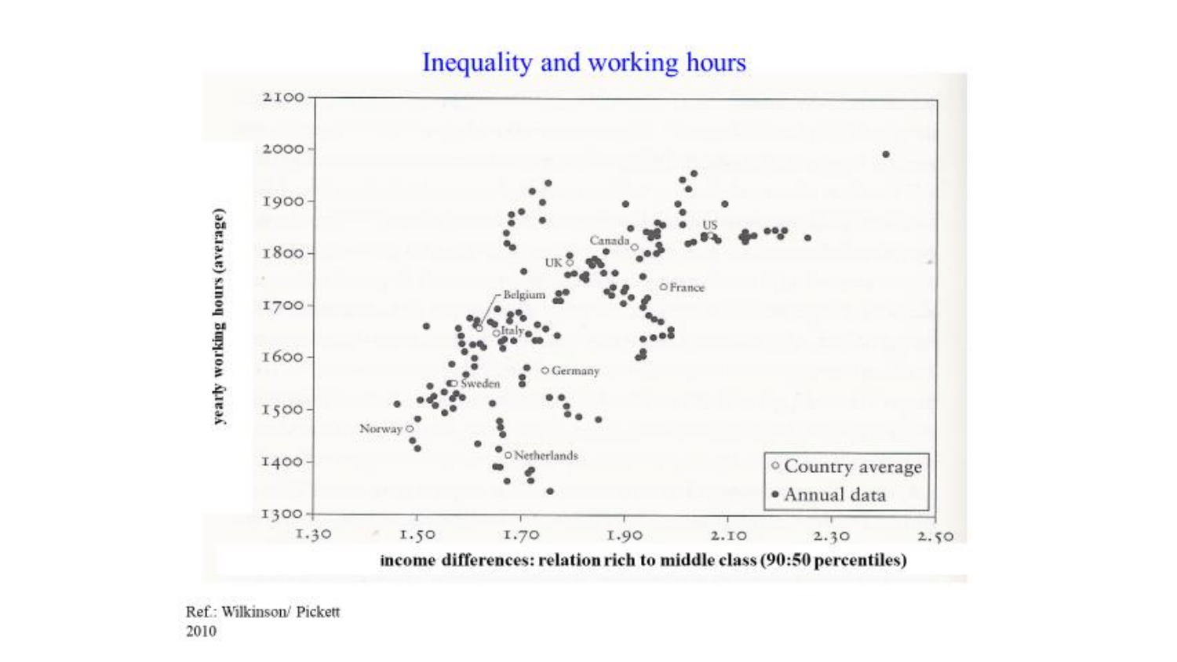# Inequality and working hours

yearly working hours (average)

income differences: relation rich to middle class (90:50 percentiles)

○ Country average
● Annual data

Norway, Sweden, Netherlands, Belgium, Italy, Germany, UK, Canada, France, US

Ref.: Wilkinson/ Pickett 2010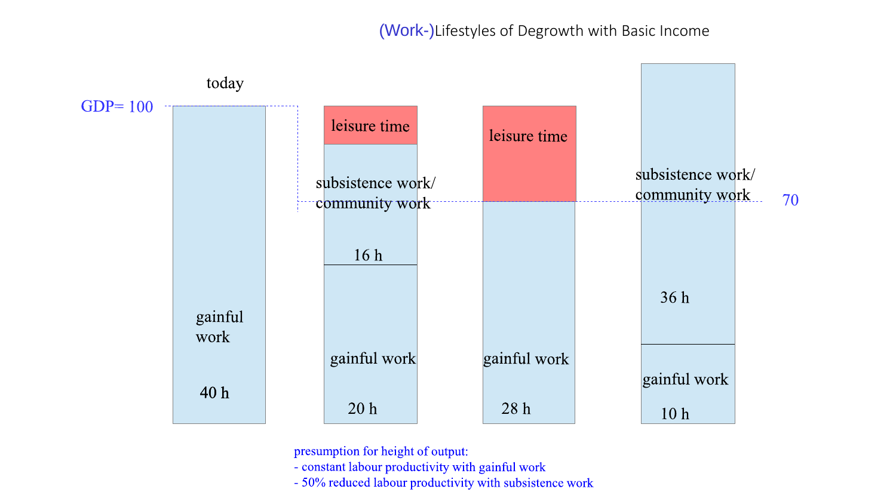# (Work-)Lifestyles of Degrowth with Basic Income

GDP= 100

70

| today | | | |
|---|---|---|---|
| gainful work 40 h | leisure time | leisure time | subsistence work/ community work 36 h |
| | subsistence work/ community work 16 h | gainful work 28 h | gainful work 10 h |
| | gainful work 20 h | | |

presumption for height of output:

- constant labour productivity with gainful work
- 50% reduced labour productivity with subsistence work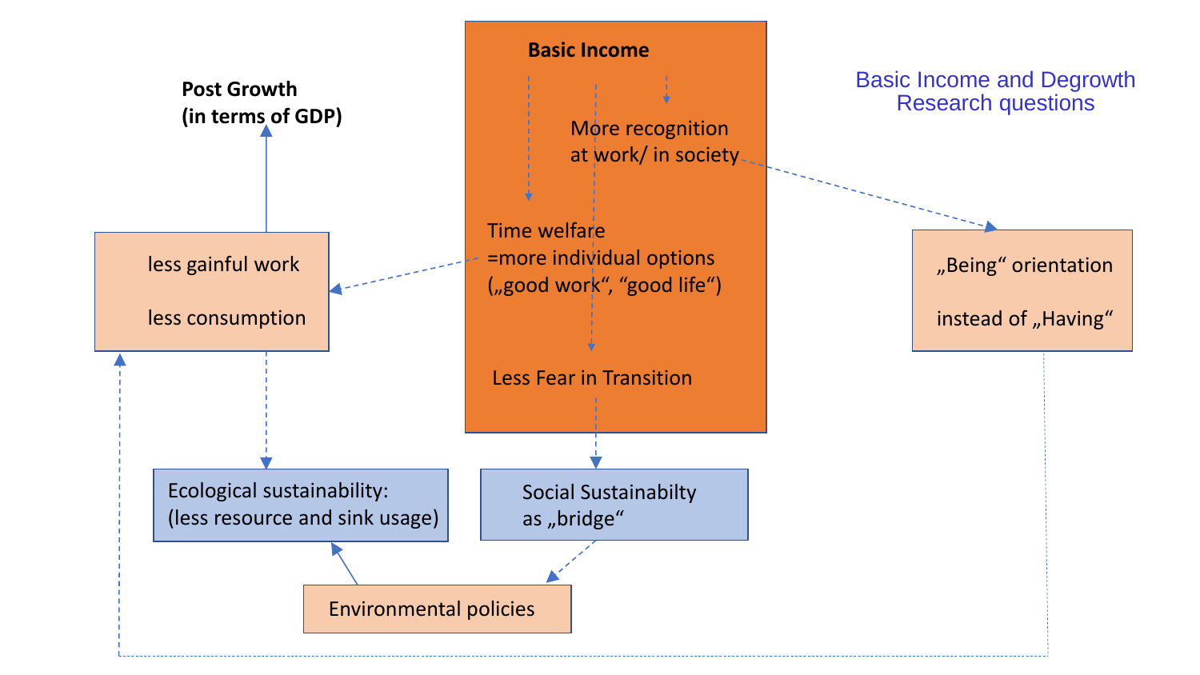Basic Income and Degrowth
Research questions

**Basic Income**

More recognition at work/ in society

Time welfare
=more individual options
(„good work", "good life")

Less Fear in Transition

**Post Growth (in terms of GDP)**

less gainful work

less consumption

„Being" orientation

instead of „Having"

Ecological sustainability:
(less resource and sink usage)

Social Sustainabilty
as „bridge"

Environmental policies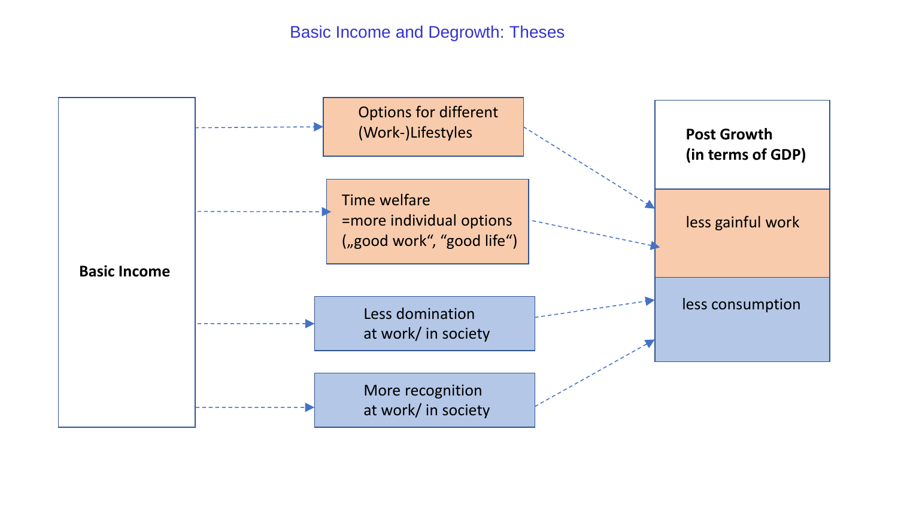# Basic Income and Degrowth: Theses

Basic Income

Options for different (Work-)Lifestyles

Time welfare =more individual options („good work“, “good life“)

Less domination at work/ in society

More recognition at work/ in society

**Post Growth (in terms of GDP)**

less gainful work

less consumption